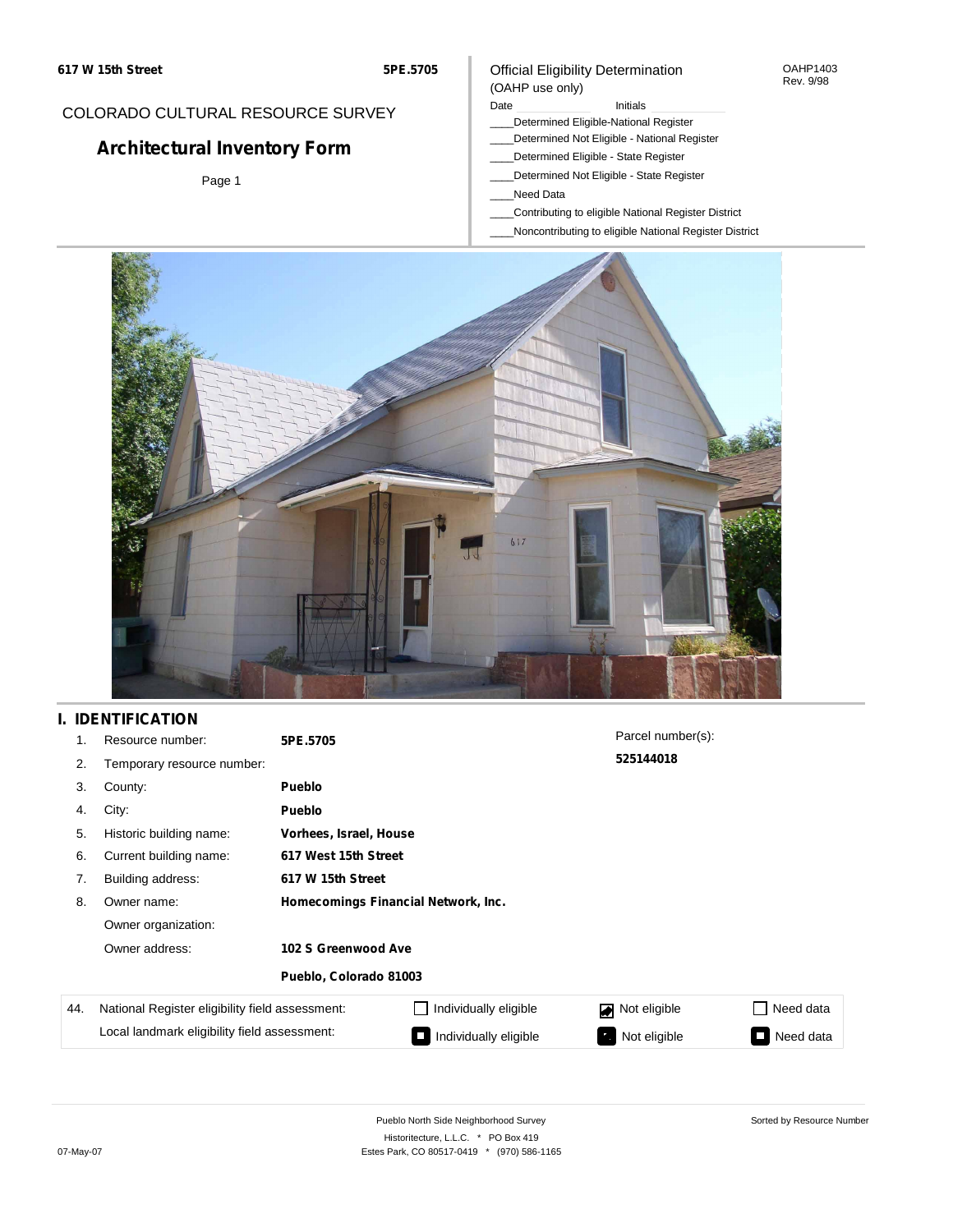617 W 15th Street | 5PE.5705

COLORADO CULTURAL RESOURCE SURVEY

# Architectural Inventory Form

Page 1

Official Eligibility Determination
(OAHP use only)

OAHP1403
Rev. 9/98

Date ________ Initials ________

____Determined Eligible-National Register
____Determined Not Eligible - National Register
____Determined Eligible - State Register
____Determined Not Eligible - State Register
____Need Data
____Contributing to eligible National Register District
____Noncontributing to eligible National Register District

## I. IDENTIFICATION

1. Resource number: **5PE.5705**
2. Temporary resource number:
3. County: **Pueblo**
4. City: **Pueblo**
5. Historic building name: **Vorhees, Israel, House**
6. Current building name: **617 West 15th Street**
7. Building address: **617 W 15th Street**
8. Owner name: **Homecomings Financial Network, Inc.**

   Owner organization:

   Owner address: **102 S Greenwood Ave**

   **Pueblo, Colorado 81003**

Parcel number(s): **525144018**

| 44. | | | | |
|---|---|---|---|---|
| | National Register eligibility field assessment: | ☐ Individually eligible | ☑ Not eligible | ☐ Need data |
| | Local landmark eligibility field assessment: | ■ Individually eligible | ■ Not eligible | ■ Need data |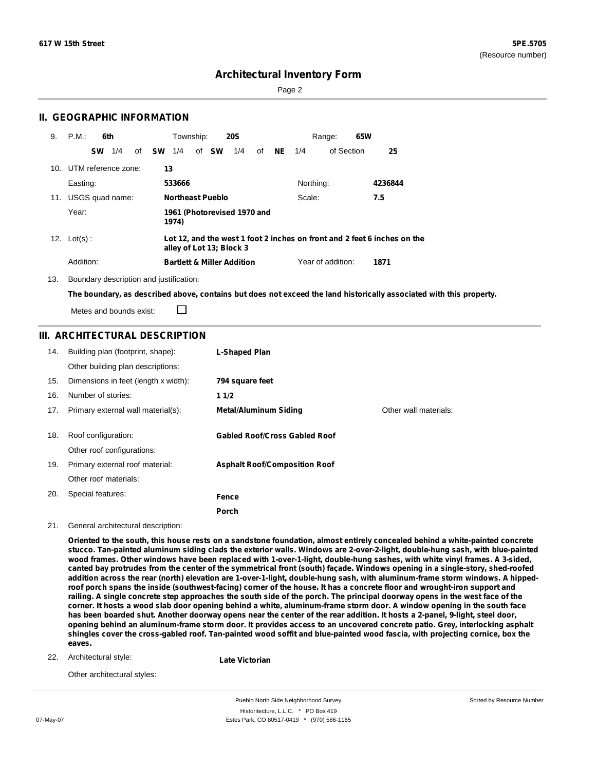# Architectural Inventory Form

## II. GEOGRAPHIC INFORMATION

9. P.M.: **6th** Township: **20S** Range: **65W**

**SW** 1/4 of **SW** 1/4 of **SW** 1/4 of **NE** 1/4 of Section **25**

10. UTM reference zone: **13**

Easting: **533666** Northing: **4236844**

11. USGS quad name: **Northeast Pueblo** Scale: **7.5**

Year: **1961 (Photorevised 1970 and 1974)**

12. Lot(s) : **Lot 12, and the west 1 foot 2 inches on front and 2 feet 6 inches on the alley of Lot 13; Block 3**

Addition: **Bartlett & Miller Addition** Year of addition: **1871**

13. Boundary description and justification:

**The boundary, as described above, contains but does not exceed the land historically associated with this property.**

Metes and bounds exist: ☐

## III. ARCHITECTURAL DESCRIPTION

14. Building plan (footprint, shape): **L-Shaped Plan**

Other building plan descriptions:

15. Dimensions in feet (length x width): **794 square feet**

16. Number of stories: **1 1/2**

17. Primary external wall material(s): **Metal/Aluminum Siding** Other wall materials:

18. Roof configuration: **Gabled Roof/Cross Gabled Roof**

Other roof configurations:

19. Primary external roof material: **Asphalt Roof/Composition Roof**

Other roof materials:

20. Special features: **Fence**

**Porch**

21. General architectural description:

**Oriented to the south, this house rests on a sandstone foundation, almost entirely concealed behind a white-painted concrete stucco. Tan-painted aluminum siding clads the exterior walls. Windows are 2-over-2-light, double-hung sash, with blue-painted wood frames. Other windows have been replaced with 1-over-1-light, double-hung sashes, with white vinyl frames. A 3-sided, canted bay protrudes from the center of the symmetrical front (south) façade. Windows opening in a single-story, shed-roofed addition across the rear (north) elevation are 1-over-1-light, double-hung sash, with aluminum-frame storm windows. A hipped-roof porch spans the inside (southwest-facing) corner of the house. It has a concrete floor and wrought-iron support and railing. A single concrete step approaches the south side of the porch. The principal doorway opens in the west face of the corner. It hosts a wood slab door opening behind a white, aluminum-frame storm door. A window opening in the south face has been boarded shut. Another doorway opens near the center of the rear addition. It hosts a 2-panel, 9-light, steel door, opening behind an aluminum-frame storm door. It provides access to an uncovered concrete patio. Grey, interlocking asphalt shingles cover the cross-gabled roof. Tan-painted wood soffit and blue-painted wood fascia, with projecting cornice, box the eaves.**

22. Architectural style: **Late Victorian**

Other architectural styles: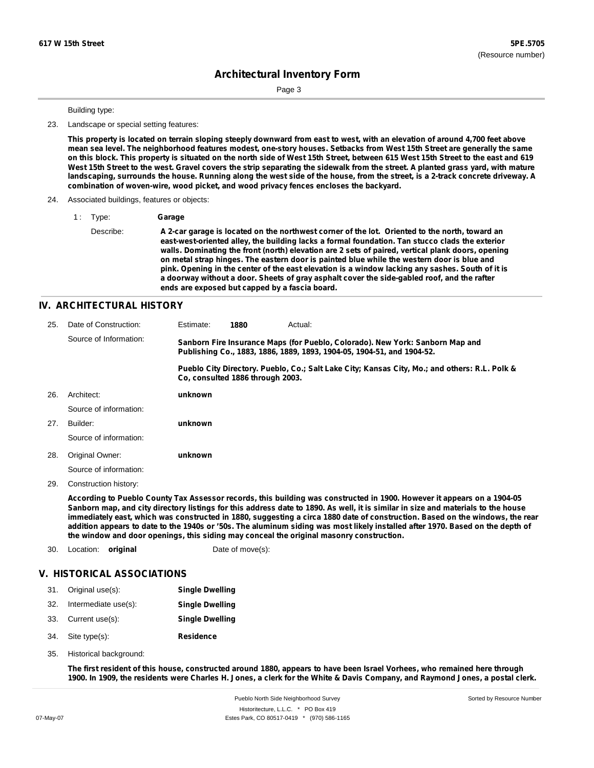Building type:

23. Landscape or special setting features:

**This property is located on terrain sloping steeply downward from east to west, with an elevation of around 4,700 feet above mean sea level. The neighborhood features modest, one-story houses. Setbacks from West 15th Street are generally the same on this block. This property is situated on the north side of West 15th Street, between 615 West 15th Street to the east and 619 West 15th Street to the west. Gravel covers the strip separating the sidewalk from the street. A planted grass yard, with mature landscaping, surrounds the house. Running along the west side of the house, from the street, is a 2-track concrete driveway. A combination of woven-wire, wood picket, and wood privacy fences encloses the backyard.**

24. Associated buildings, features or objects:

1 : Type: **Garage**

Describe: **A 2-car garage is located on the northwest corner of the lot. Oriented to the north, toward an east-west-oriented alley, the building lacks a formal foundation. Tan stucco clads the exterior walls. Dominating the front (north) elevation are 2 sets of paired, vertical plank doors, opening on metal strap hinges. The eastern door is painted blue while the western door is blue and pink. Opening in the center of the east elevation is a window lacking any sashes. South of it is a doorway without a door. Sheets of gray asphalt cover the side-gabled roof, and the rafter ends are exposed but capped by a fascia board.**

## IV. ARCHITECTURAL HISTORY

25. Date of Construction: Estimate: **1880** Actual:

Source of Information: **Sanborn Fire Insurance Maps (for Pueblo, Colorado). New York: Sanborn Map and Publishing Co., 1883, 1886, 1889, 1893, 1904-05, 1904-51, and 1904-52.**

**Pueblo City Directory. Pueblo, Co.; Salt Lake City; Kansas City, Mo.; and others: R.L. Polk & Co, consulted 1886 through 2003.**

26. Architect: **unknown**

Source of information:

27. Builder: **unknown**

Source of information:

28. Original Owner: **unknown**

Source of information:

29. Construction history:

**According to Pueblo County Tax Assessor records, this building was constructed in 1900. However it appears on a 1904-05 Sanborn map, and city directory listings for this address date to 1890. As well, it is similar in size and materials to the house immediately east, which was constructed in 1880, suggesting a circa 1880 date of construction. Based on the windows, the rear addition appears to date to the 1940s or '50s. The aluminum siding was most likely installed after 1970. Based on the depth of the window and door openings, this siding may conceal the original masonry construction.**

30. Location: **original** Date of move(s):

## V. HISTORICAL ASSOCIATIONS

31. Original use(s): **Single Dwelling**
32. Intermediate use(s): **Single Dwelling**
33. Current use(s): **Single Dwelling**
34. Site type(s): **Residence**
35. Historical background:

**The first resident of this house, constructed around 1880, appears to have been Israel Vorhees, who remained here through 1900. In 1909, the residents were Charles H. Jones, a clerk for the White & Davis Company, and Raymond Jones, a postal clerk.**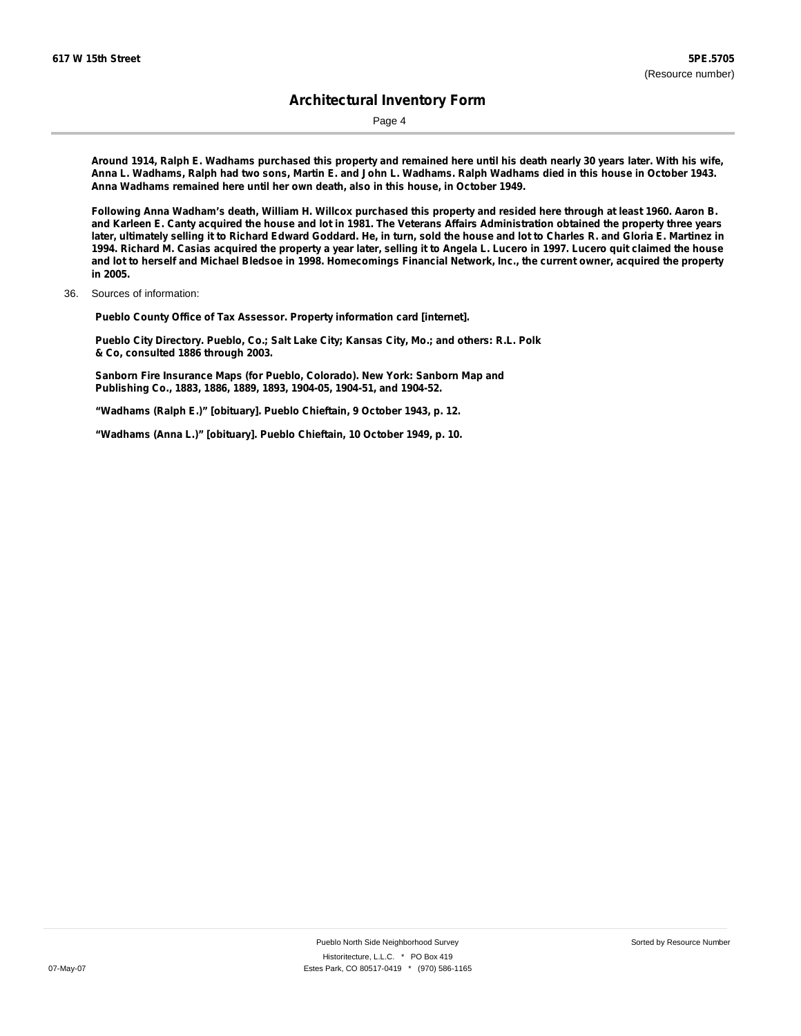Around 1914, Ralph E. Wadhams purchased this property and remained here until his death nearly 30 years later. With his wife, Anna L. Wadhams, Ralph had two sons, Martin E. and John L. Wadhams. Ralph Wadhams died in this house in October 1943. Anna Wadhams remained here until her own death, also in this house, in October 1949.

Following Anna Wadham's death, William H. Willcox purchased this property and resided here through at least 1960. Aaron B. and Karleen E. Canty acquired the house and lot in 1981. The Veterans Affairs Administration obtained the property three years later, ultimately selling it to Richard Edward Goddard. He, in turn, sold the house and lot to Charles R. and Gloria E. Martinez in 1994. Richard M. Casias acquired the property a year later, selling it to Angela L. Lucero in 1997. Lucero quit claimed the house and lot to herself and Michael Bledsoe in 1998. Homecomings Financial Network, Inc., the current owner, acquired the property in 2005.

36. Sources of information:

Pueblo County Office of Tax Assessor. Property information card [internet].

Pueblo City Directory. Pueblo, Co.; Salt Lake City; Kansas City, Mo.; and others: R.L. Polk & Co, consulted 1886 through 2003.

Sanborn Fire Insurance Maps (for Pueblo, Colorado). New York: Sanborn Map and Publishing Co., 1883, 1886, 1889, 1893, 1904-05, 1904-51, and 1904-52.

"Wadhams (Ralph E.)" [obituary]. Pueblo Chieftain, 9 October 1943, p. 12.

"Wadhams (Anna L.)" [obituary]. Pueblo Chieftain, 10 October 1949, p. 10.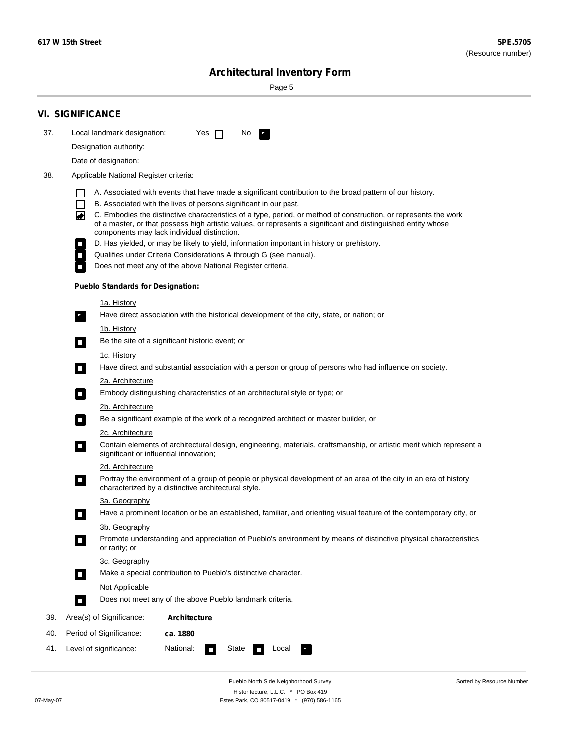# Architectural Inventory Form

## VI. SIGNIFICANCE

37. Local landmark designation: Yes ☐ No ☑

Designation authority:

Date of designation:

38. Applicable National Register criteria:

- ☐ A. Associated with events that have made a significant contribution to the broad pattern of our history.
- ☐ B. Associated with the lives of persons significant in our past.
- ☑ C. Embodies the distinctive characteristics of a type, period, or method of construction, or represents the work of a master, or that possess high artistic values, or represents a significant and distinguished entity whose components may lack individual distinction.
- ☐ D. Has yielded, or may be likely to yield, information important in history or prehistory.
- ☐ Qualifies under Criteria Considerations A through G (see manual).
- ☐ Does not meet any of the above National Register criteria.

**Pueblo Standards for Designation:**

1a. History
- ☑ Have direct association with the historical development of the city, state, or nation; or

1b. History
- ☐ Be the site of a significant historic event; or

1c. History
- ☐ Have direct and substantial association with a person or group of persons who had influence on society.

2a. Architecture
- ☐ Embody distinguishing characteristics of an architectural style or type; or

2b. Architecture
- ☐ Be a significant example of the work of a recognized architect or master builder, or

2c. Architecture
- ☐ Contain elements of architectural design, engineering, materials, craftsmanship, or artistic merit which represent a significant or influential innovation;

2d. Architecture
- ☐ Portray the environment of a group of people or physical development of an area of the city in an era of history characterized by a distinctive architectural style.

3a. Geography
- ☐ Have a prominent location or be an established, familiar, and orienting visual feature of the contemporary city, or

3b. Geography
- ☐ Promote understanding and appreciation of Pueblo's environment by means of distinctive physical characteristics or rarity; or

3c. Geography
- ☐ Make a special contribution to Pueblo's distinctive character.

Not Applicable
- ☐ Does not meet any of the above Pueblo landmark criteria.

39. Area(s) of Significance: **Architecture**

40. Period of Significance: **ca. 1880**

41. Level of significance: National: ☐ State ☐ Local ☑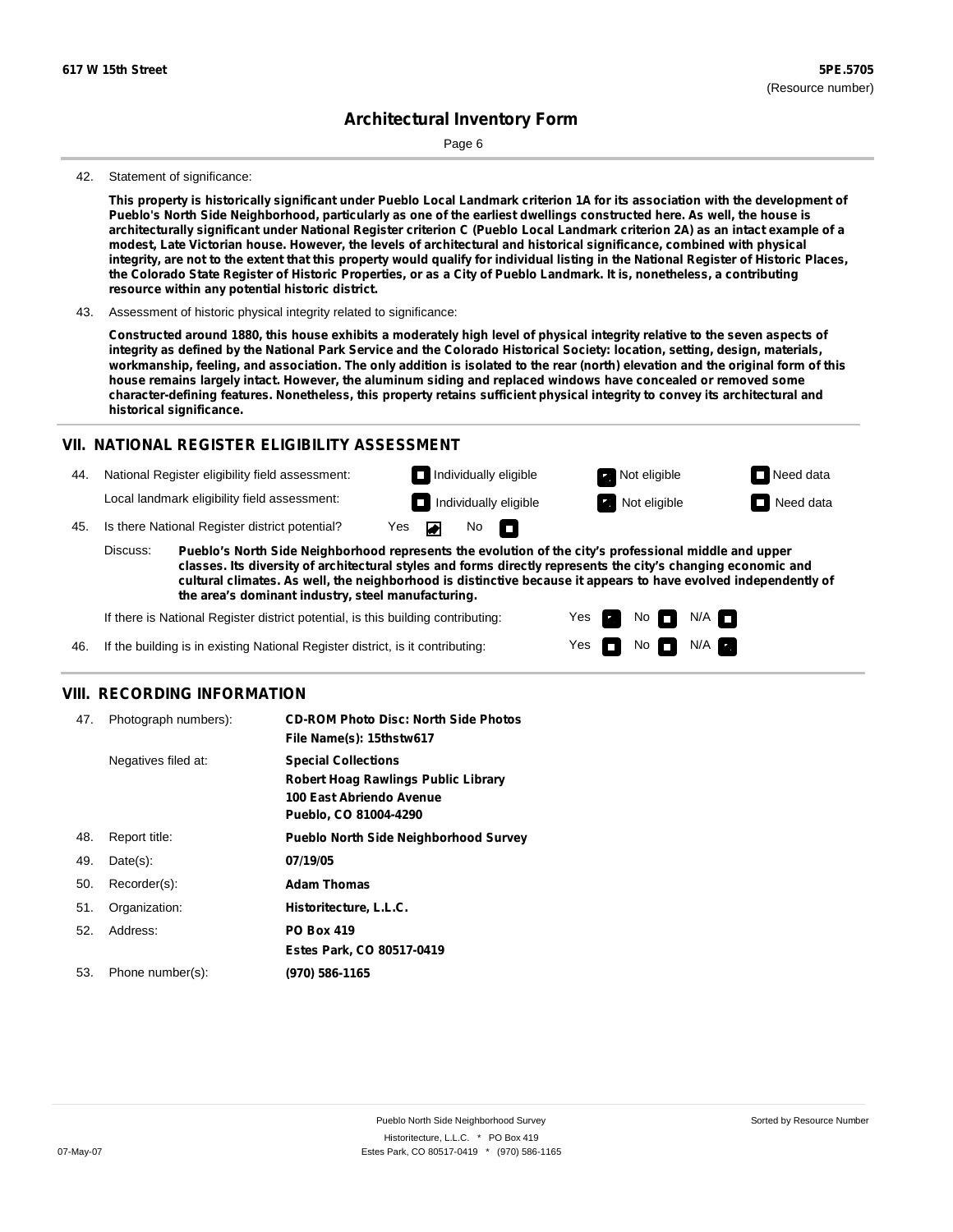## Architectural Inventory Form

42. Statement of significance:

**This property is historically significant under Pueblo Local Landmark criterion 1A for its association with the development of Pueblo's North Side Neighborhood, particularly as one of the earliest dwellings constructed here. As well, the house is architecturally significant under National Register criterion C (Pueblo Local Landmark criterion 2A) as an intact example of a modest, Late Victorian house. However, the levels of architectural and historical significance, combined with physical integrity, are not to the extent that this property would qualify for individual listing in the National Register of Historic Places, the Colorado State Register of Historic Properties, or as a City of Pueblo Landmark. It is, nonetheless, a contributing resource within any potential historic district.**

43. Assessment of historic physical integrity related to significance:

**Constructed around 1880, this house exhibits a moderately high level of physical integrity relative to the seven aspects of integrity as defined by the National Park Service and the Colorado Historical Society: location, setting, design, materials, workmanship, feeling, and association. The only addition is isolated to the rear (north) elevation and the original form of this house remains largely intact. However, the aluminum siding and replaced windows have concealed or removed some character-defining features. Nonetheless, this property retains sufficient physical integrity to convey its architectural and historical significance.**

## VII. NATIONAL REGISTER ELIGIBILITY ASSESSMENT

44. National Register eligibility field assessment: ☐ Individually eligible ☒ Not eligible ☐ Need data

Local landmark eligibility field assessment: ☐ Individually eligible ☒ Not eligible ☐ Need data

45. Is there National Register district potential? Yes ☒ No ☐

Discuss: **Pueblo's North Side Neighborhood represents the evolution of the city's professional middle and upper classes. Its diversity of architectural styles and forms directly represents the city's changing economic and cultural climates. As well, the neighborhood is distinctive because it appears to have evolved independently of the area's dominant industry, steel manufacturing.**

If there is National Register district potential, is this building contributing: Yes ☒ No ☐ N/A ☐

46. If the building is in existing National Register district, is it contributing: Yes ☐ No ☐ N/A ☒

## VIII. RECORDING INFORMATION

47. Photograph numbers): **CD-ROM Photo Disc: North Side Photos**
**File Name(s): 15thstw617**

Negatives filed at: **Special Collections**
**Robert Hoag Rawlings Public Library**
**100 East Abriendo Avenue**
**Pueblo, CO 81004-4290**

48. Report title: **Pueblo North Side Neighborhood Survey**

49. Date(s): **07/19/05**

50. Recorder(s): **Adam Thomas**

51. Organization: **Historitecture, L.L.C.**

52. Address: **PO Box 419**
**Estes Park, CO 80517-0419**

53. Phone number(s): **(970) 586-1165**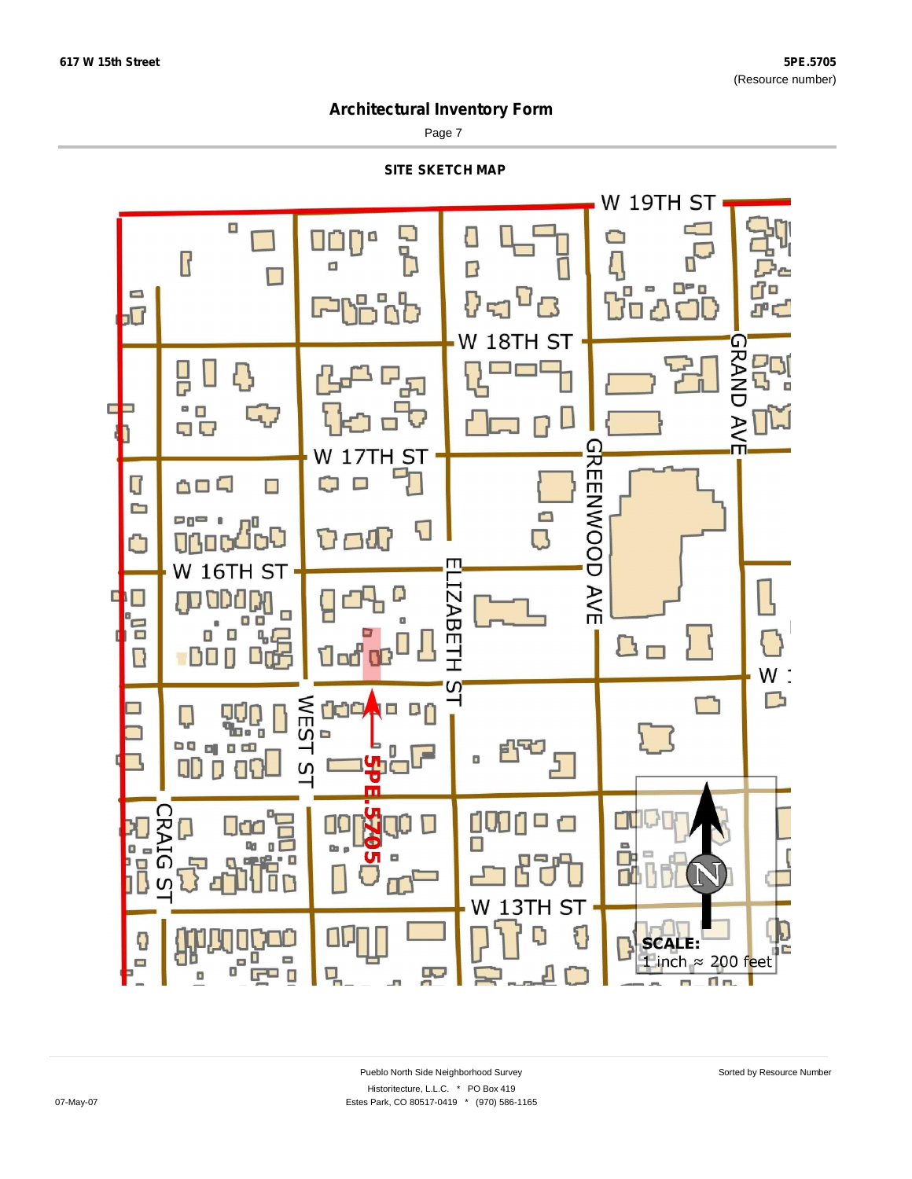617 W 15th Street

5PE.5705
(Resource number)

# Architectural Inventory Form

## SITE SKETCH MAP

W 19TH ST

W 18TH ST

W 17TH ST

W 16TH ST

W 13TH ST

GRAND AVE

GREENWOOD AVE

ELIZABETH ST

WEST ST

CRAIG ST

5PE.5705

N

**SCALE:**
1 inch ≈ 200 feet

Pueblo North Side Neighborhood Survey

Historitecture, L.L.C. * PO Box 419
Estes Park, CO 80517-0419 * (970) 586-1165

Sorted by Resource Number

07-May-07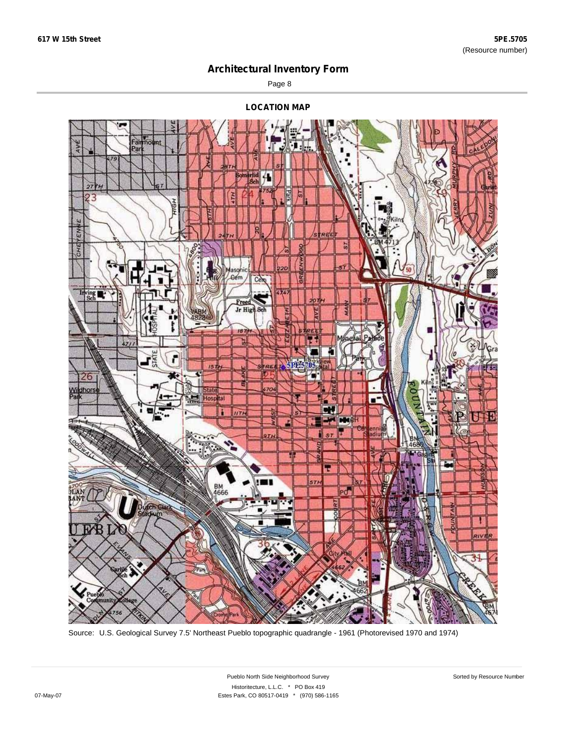# Architectural Inventory Form

## LOCATION MAP

Source: U.S. Geological Survey 7.5' Northeast Pueblo topographic quadrangle - 1961 (Photorevised 1970 and 1974)